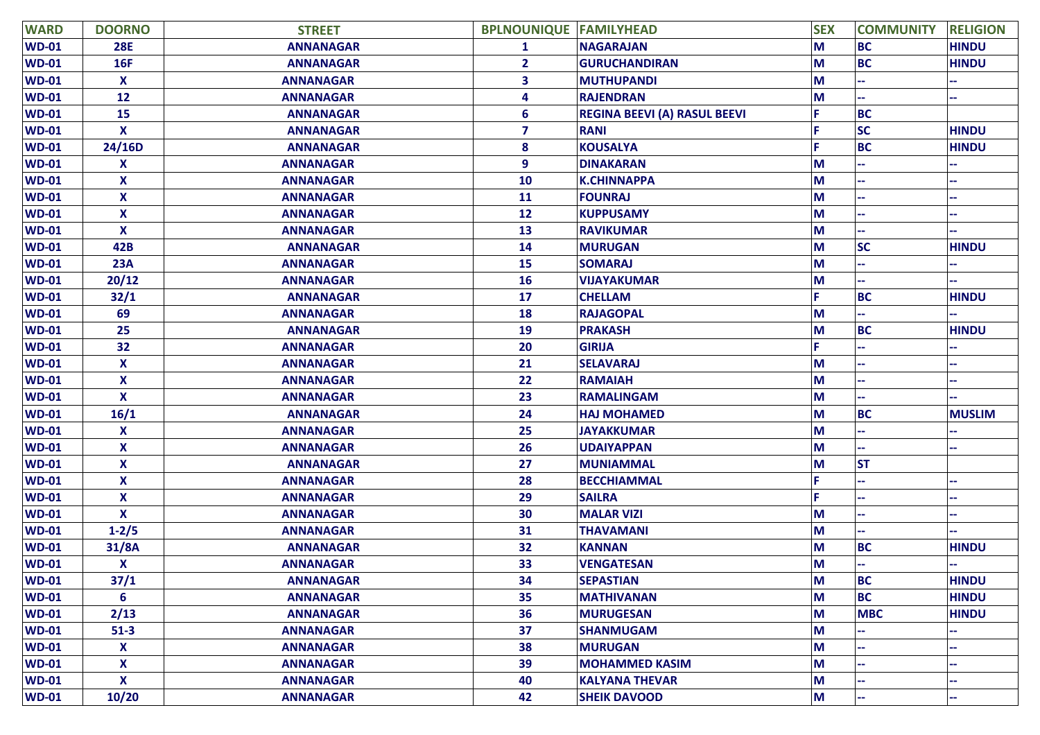| WARD | DOORNO | STREET | BPLNOUNIQUE | FAMILYHEAD | SEX | COMMUNITY | RELIGION |
|---|---|---|---|---|---|---|---|
| WD-01 | 28E | ANNANAGAR | 1 | NAGARAJAN | M | BC | HINDU |
| WD-01 | 16F | ANNANAGAR | 2 | GURUCHANDIRAN | M | BC | HINDU |
| WD-01 | X | ANNANAGAR | 3 | MUTHUPANDI | M | -- | -- |
| WD-01 | 12 | ANNANAGAR | 4 | RAJENDRAN | M | -- | -- |
| WD-01 | 15 | ANNANAGAR | 6 | REGINA BEEVI (A) RASUL BEEVI | F | BC | |
| WD-01 | X | ANNANAGAR | 7 | RANI | F | SC | HINDU |
| WD-01 | 24/16D | ANNANAGAR | 8 | KOUSALYA | F | BC | HINDU |
| WD-01 | X | ANNANAGAR | 9 | DINAKARAN | M | -- | -- |
| WD-01 | X | ANNANAGAR | 10 | K.CHINNAPPA | M | -- | -- |
| WD-01 | X | ANNANAGAR | 11 | FOUNRAJ | M | -- | -- |
| WD-01 | X | ANNANAGAR | 12 | KUPPUSAMY | M | -- | -- |
| WD-01 | X | ANNANAGAR | 13 | RAVIKUMAR | M | -- | -- |
| WD-01 | 42B | ANNANAGAR | 14 | MURUGAN | M | SC | HINDU |
| WD-01 | 23A | ANNANAGAR | 15 | SOMARAJ | M | -- | -- |
| WD-01 | 20/12 | ANNANAGAR | 16 | VIJAYAKUMAR | M | -- | -- |
| WD-01 | 32/1 | ANNANAGAR | 17 | CHELLAM | F | BC | HINDU |
| WD-01 | 69 | ANNANAGAR | 18 | RAJAGOPAL | M | -- | -- |
| WD-01 | 25 | ANNANAGAR | 19 | PRAKASH | M | BC | HINDU |
| WD-01 | 32 | ANNANAGAR | 20 | GIRIJA | F | -- | -- |
| WD-01 | X | ANNANAGAR | 21 | SELAVARAJ | M | -- | -- |
| WD-01 | X | ANNANAGAR | 22 | RAMAIAH | M | -- | -- |
| WD-01 | X | ANNANAGAR | 23 | RAMALINGAM | M | -- | -- |
| WD-01 | 16/1 | ANNANAGAR | 24 | HAJ MOHAMED | M | BC | MUSLIM |
| WD-01 | X | ANNANAGAR | 25 | JAYAKKUMAR | M | -- | -- |
| WD-01 | X | ANNANAGAR | 26 | UDAIYAPPAN | M | -- | -- |
| WD-01 | X | ANNANAGAR | 27 | MUNIAMMAL | M | ST | |
| WD-01 | X | ANNANAGAR | 28 | BECCHIAMMAL | F | -- | -- |
| WD-01 | X | ANNANAGAR | 29 | SAILRA | F | -- | -- |
| WD-01 | X | ANNANAGAR | 30 | MALAR VIZI | M | -- | -- |
| WD-01 | 1-2/5 | ANNANAGAR | 31 | THAVAMANI | M | -- | -- |
| WD-01 | 31/8A | ANNANAGAR | 32 | KANNAN | M | BC | HINDU |
| WD-01 | X | ANNANAGAR | 33 | VENGATESAN | M | -- | -- |
| WD-01 | 37/1 | ANNANAGAR | 34 | SEPASTIAN | M | BC | HINDU |
| WD-01 | 6 | ANNANAGAR | 35 | MATHIVANAN | M | BC | HINDU |
| WD-01 | 2/13 | ANNANAGAR | 36 | MURUGESAN | M | MBC | HINDU |
| WD-01 | 51-3 | ANNANAGAR | 37 | SHANMUGAM | M | -- | -- |
| WD-01 | X | ANNANAGAR | 38 | MURUGAN | M | -- | -- |
| WD-01 | X | ANNANAGAR | 39 | MOHAMMED KASIM | M | -- | -- |
| WD-01 | X | ANNANAGAR | 40 | KALYANA THEVAR | M | -- | -- |
| WD-01 | 10/20 | ANNANAGAR | 42 | SHEIK DAVOOD | M | -- | -- |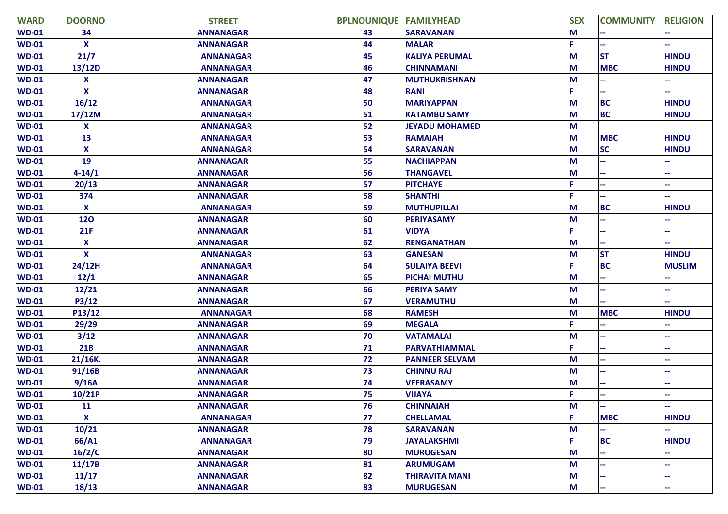| WARD | DOORNO | STREET | BPLNOUNIQUE | FAMILYHEAD | SEX | COMMUNITY | RELIGION |
|---|---|---|---|---|---|---|---|
| WD-01 | 34 | ANNANAGAR | 43 | SARAVANAN | M | -- | -- |
| WD-01 | X | ANNANAGAR | 44 | MALAR | F | -- | -- |
| WD-01 | 21/7 | ANNANAGAR | 45 | KALIYA PERUMAL | M | ST | HINDU |
| WD-01 | 13/12D | ANNANAGAR | 46 | CHINNAMANI | M | MBC | HINDU |
| WD-01 | X | ANNANAGAR | 47 | MUTHUKRISHNAN | M | -- | -- |
| WD-01 | X | ANNANAGAR | 48 | RANI | F | -- | -- |
| WD-01 | 16/12 | ANNANAGAR | 50 | MARIYAPPAN | M | BC | HINDU |
| WD-01 | 17/12M | ANNANAGAR | 51 | KATAMBU SAMY | M | BC | HINDU |
| WD-01 | X | ANNANAGAR | 52 | JEYADU MOHAMED | M | | |
| WD-01 | 13 | ANNANAGAR | 53 | RAMAIAH | M | MBC | HINDU |
| WD-01 | X | ANNANAGAR | 54 | SARAVANAN | M | SC | HINDU |
| WD-01 | 19 | ANNANAGAR | 55 | NACHIAPPAN | M | -- | -- |
| WD-01 | 4-14/1 | ANNANAGAR | 56 | THANGAVEL | M | -- | -- |
| WD-01 | 20/13 | ANNANAGAR | 57 | PITCHAYE | F | -- | -- |
| WD-01 | 374 | ANNANAGAR | 58 | SHANTHI | F | -- | -- |
| WD-01 | X | ANNANAGAR | 59 | MUTHUPILLAI | M | BC | HINDU |
| WD-01 | 12O | ANNANAGAR | 60 | PERIYASAMY | M | -- | -- |
| WD-01 | 21F | ANNANAGAR | 61 | VIDYA | F | -- | -- |
| WD-01 | X | ANNANAGAR | 62 | RENGANATHAN | M | -- | -- |
| WD-01 | X | ANNANAGAR | 63 | GANESAN | M | ST | HINDU |
| WD-01 | 24/12H | ANNANAGAR | 64 | SULAIYA BEEVI | F | BC | MUSLIM |
| WD-01 | 12/1 | ANNANAGAR | 65 | PICHAI MUTHU | M | -- | -- |
| WD-01 | 12/21 | ANNANAGAR | 66 | PERIYA SAMY | M | -- | -- |
| WD-01 | P3/12 | ANNANAGAR | 67 | VERAMUTHU | M | -- | -- |
| WD-01 | P13/12 | ANNANAGAR | 68 | RAMESH | M | MBC | HINDU |
| WD-01 | 29/29 | ANNANAGAR | 69 | MEGALA | F | -- | -- |
| WD-01 | 3/12 | ANNANAGAR | 70 | VATAMALAI | M | -- | -- |
| WD-01 | 21B | ANNANAGAR | 71 | PARVATHIAMMAL | F | -- | -- |
| WD-01 | 21/16K. | ANNANAGAR | 72 | PANNEER SELVAM | M | -- | -- |
| WD-01 | 91/16B | ANNANAGAR | 73 | CHINNU RAJ | M | -- | -- |
| WD-01 | 9/16A | ANNANAGAR | 74 | VEERASAMY | M | -- | -- |
| WD-01 | 10/21P | ANNANAGAR | 75 | VIJAYA | F | -- | -- |
| WD-01 | 11 | ANNANAGAR | 76 | CHINNAIAH | M | -- | -- |
| WD-01 | X | ANNANAGAR | 77 | CHELLAMAL | F | MBC | HINDU |
| WD-01 | 10/21 | ANNANAGAR | 78 | SARAVANAN | M | -- | -- |
| WD-01 | 66/A1 | ANNANAGAR | 79 | JAYALAKSHMI | F | BC | HINDU |
| WD-01 | 16/2/C | ANNANAGAR | 80 | MURUGESAN | M | -- | -- |
| WD-01 | 11/17B | ANNANAGAR | 81 | ARUMUGAM | M | -- | -- |
| WD-01 | 11/17 | ANNANAGAR | 82 | THIRAVITA MANI | M | -- | -- |
| WD-01 | 18/13 | ANNANAGAR | 83 | MURUGESAN | M | -- | -- |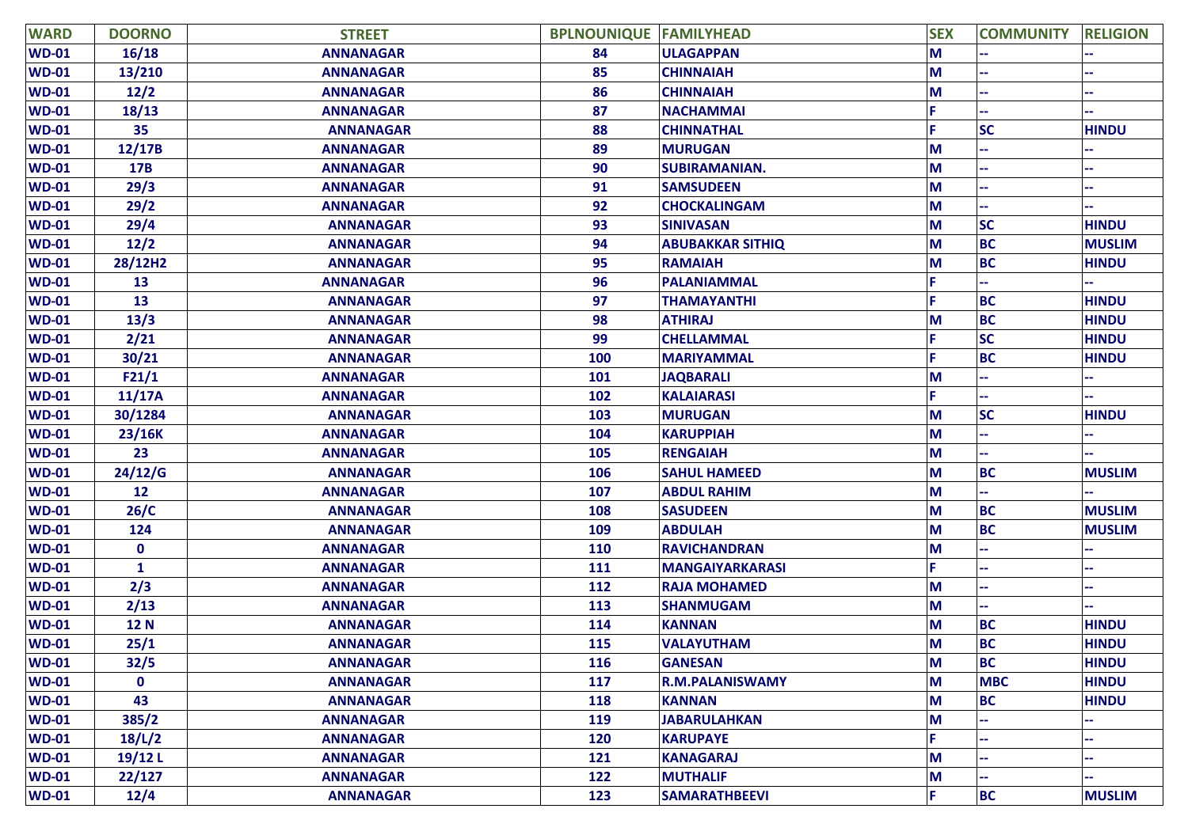| WARD | DOORNO | STREET | BPLNOUNIQUE | FAMILYHEAD | SEX | COMMUNITY | RELIGION |
|---|---|---|---|---|---|---|---|
| WD-01 | 16/18 | ANNANAGAR | 84 | ULAGAPPAN | M | -- | -- |
| WD-01 | 13/210 | ANNANAGAR | 85 | CHINNAIAH | M | -- | -- |
| WD-01 | 12/2 | ANNANAGAR | 86 | CHINNAIAH | M | -- | -- |
| WD-01 | 18/13 | ANNANAGAR | 87 | NACHAMMAI | F | -- | -- |
| WD-01 | 35 | ANNANAGAR | 88 | CHINNATHAL | F | SC | HINDU |
| WD-01 | 12/17B | ANNANAGAR | 89 | MURUGAN | M | -- | -- |
| WD-01 | 17B | ANNANAGAR | 90 | SUBIRAMANIAN. | M | -- | -- |
| WD-01 | 29/3 | ANNANAGAR | 91 | SAMSUDEEN | M | -- | -- |
| WD-01 | 29/2 | ANNANAGAR | 92 | CHOCKALINGAM | M | -- | -- |
| WD-01 | 29/4 | ANNANAGAR | 93 | SINIVASAN | M | SC | HINDU |
| WD-01 | 12/2 | ANNANAGAR | 94 | ABUBAKKAR SITHIQ | M | BC | MUSLIM |
| WD-01 | 28/12H2 | ANNANAGAR | 95 | RAMAIAH | M | BC | HINDU |
| WD-01 | 13 | ANNANAGAR | 96 | PALANIAMMAL | F | -- | -- |
| WD-01 | 13 | ANNANAGAR | 97 | THAMAYANTHI | F | BC | HINDU |
| WD-01 | 13/3 | ANNANAGAR | 98 | ATHIRAJ | M | BC | HINDU |
| WD-01 | 2/21 | ANNANAGAR | 99 | CHELLAMMAL | F | SC | HINDU |
| WD-01 | 30/21 | ANNANAGAR | 100 | MARIYAMMAL | F | BC | HINDU |
| WD-01 | F21/1 | ANNANAGAR | 101 | JAQBARALI | M | -- | -- |
| WD-01 | 11/17A | ANNANAGAR | 102 | KALAIARASI | F | -- | -- |
| WD-01 | 30/1284 | ANNANAGAR | 103 | MURUGAN | M | SC | HINDU |
| WD-01 | 23/16K | ANNANAGAR | 104 | KARUPPIAH | M | -- | -- |
| WD-01 | 23 | ANNANAGAR | 105 | RENGAIAH | M | -- | -- |
| WD-01 | 24/12/G | ANNANAGAR | 106 | SAHUL HAMEED | M | BC | MUSLIM |
| WD-01 | 12 | ANNANAGAR | 107 | ABDUL RAHIM | M | -- | -- |
| WD-01 | 26/C | ANNANAGAR | 108 | SASUDEEN | M | BC | MUSLIM |
| WD-01 | 124 | ANNANAGAR | 109 | ABDULAH | M | BC | MUSLIM |
| WD-01 | 0 | ANNANAGAR | 110 | RAVICHANDRAN | M | -- | -- |
| WD-01 | 1 | ANNANAGAR | 111 | MANGAIYARKARASI | F | -- | -- |
| WD-01 | 2/3 | ANNANAGAR | 112 | RAJA MOHAMED | M | -- | -- |
| WD-01 | 2/13 | ANNANAGAR | 113 | SHANMUGAM | M | -- | -- |
| WD-01 | 12 N | ANNANAGAR | 114 | KANNAN | M | BC | HINDU |
| WD-01 | 25/1 | ANNANAGAR | 115 | VALAYUTHAM | M | BC | HINDU |
| WD-01 | 32/5 | ANNANAGAR | 116 | GANESAN | M | BC | HINDU |
| WD-01 | 0 | ANNANAGAR | 117 | R.M.PALANISWAMY | M | MBC | HINDU |
| WD-01 | 43 | ANNANAGAR | 118 | KANNAN | M | BC | HINDU |
| WD-01 | 385/2 | ANNANAGAR | 119 | JABARULAHKAN | M | -- | -- |
| WD-01 | 18/L/2 | ANNANAGAR | 120 | KARUPAYE | F | -- | -- |
| WD-01 | 19/12 L | ANNANAGAR | 121 | KANAGARAJ | M | -- | -- |
| WD-01 | 22/127 | ANNANAGAR | 122 | MUTHALIF | M | -- | -- |
| WD-01 | 12/4 | ANNANAGAR | 123 | SAMARATHBEEVI | F | BC | MUSLIM |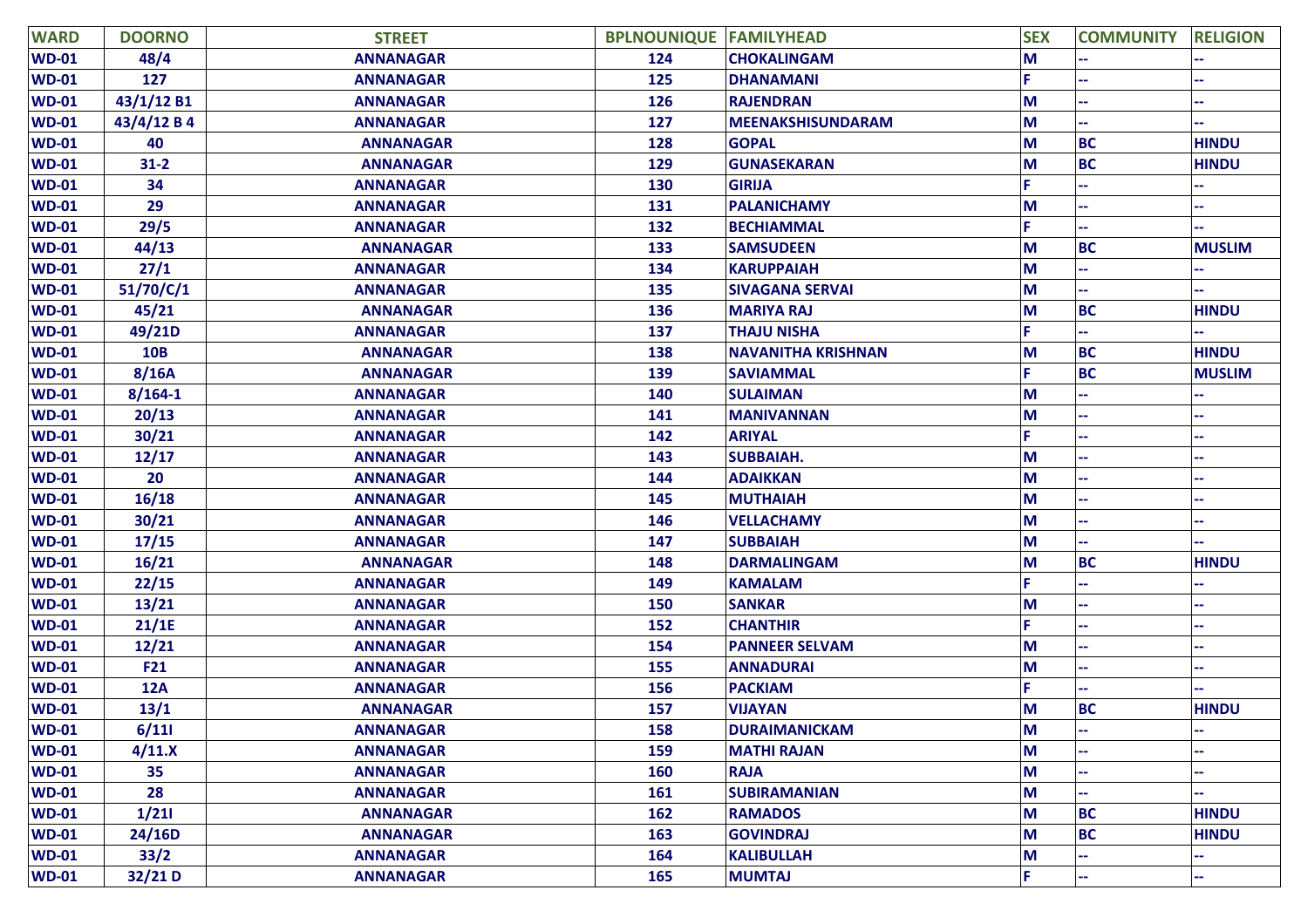| WARD | DOORNO | STREET | BPLNOUNIQUE | FAMILYHEAD | SEX | COMMUNITY | RELIGION |
|---|---|---|---|---|---|---|---|
| WD-01 | 48/4 | ANNANAGAR | 124 | CHOKALINGAM | M | -- | -- |
| WD-01 | 127 | ANNANAGAR | 125 | DHANAMANI | F | -- | -- |
| WD-01 | 43/1/12 B1 | ANNANAGAR | 126 | RAJENDRAN | M | -- | -- |
| WD-01 | 43/4/12 B 4 | ANNANAGAR | 127 | MEENAKSHISUNDARAM | M | -- | -- |
| WD-01 | 40 | ANNANAGAR | 128 | GOPAL | M | BC | HINDU |
| WD-01 | 31-2 | ANNANAGAR | 129 | GUNASEKARAN | M | BC | HINDU |
| WD-01 | 34 | ANNANAGAR | 130 | GIRIJA | F | -- | -- |
| WD-01 | 29 | ANNANAGAR | 131 | PALANICHAMY | M | -- | -- |
| WD-01 | 29/5 | ANNANAGAR | 132 | BECHIAMMAL | F | -- | -- |
| WD-01 | 44/13 | ANNANAGAR | 133 | SAMSUDEEN | M | BC | MUSLIM |
| WD-01 | 27/1 | ANNANAGAR | 134 | KARUPPAIAH | M | -- | -- |
| WD-01 | 51/70/C/1 | ANNANAGAR | 135 | SIVAGANA SERVAI | M | -- | -- |
| WD-01 | 45/21 | ANNANAGAR | 136 | MARIYA RAJ | M | BC | HINDU |
| WD-01 | 49/21D | ANNANAGAR | 137 | THAJU NISHA | F | -- | -- |
| WD-01 | 10B | ANNANAGAR | 138 | NAVANITHA KRISHNAN | M | BC | HINDU |
| WD-01 | 8/16A | ANNANAGAR | 139 | SAVIAMMAL | F | BC | MUSLIM |
| WD-01 | 8/164-1 | ANNANAGAR | 140 | SULAIMAN | M | -- | -- |
| WD-01 | 20/13 | ANNANAGAR | 141 | MANIVANNAN | M | -- | -- |
| WD-01 | 30/21 | ANNANAGAR | 142 | ARIYAL | F | -- | -- |
| WD-01 | 12/17 | ANNANAGAR | 143 | SUBBAIAH. | M | -- | -- |
| WD-01 | 20 | ANNANAGAR | 144 | ADAIKKAN | M | -- | -- |
| WD-01 | 16/18 | ANNANAGAR | 145 | MUTHAIAH | M | -- | -- |
| WD-01 | 30/21 | ANNANAGAR | 146 | VELLACHAMY | M | -- | -- |
| WD-01 | 17/15 | ANNANAGAR | 147 | SUBBAIAH | M | -- | -- |
| WD-01 | 16/21 | ANNANAGAR | 148 | DARMALINGAM | M | BC | HINDU |
| WD-01 | 22/15 | ANNANAGAR | 149 | KAMALAM | F | -- | -- |
| WD-01 | 13/21 | ANNANAGAR | 150 | SANKAR | M | -- | -- |
| WD-01 | 21/1E | ANNANAGAR | 152 | CHANTHIR | F | -- | -- |
| WD-01 | 12/21 | ANNANAGAR | 154 | PANNEER SELVAM | M | -- | -- |
| WD-01 | F21 | ANNANAGAR | 155 | ANNADURAI | M | -- | -- |
| WD-01 | 12A | ANNANAGAR | 156 | PACKIAM | F | -- | -- |
| WD-01 | 13/1 | ANNANAGAR | 157 | VIJAYAN | M | BC | HINDU |
| WD-01 | 6/11I | ANNANAGAR | 158 | DURAIMANICKAM | M | -- | -- |
| WD-01 | 4/11.X | ANNANAGAR | 159 | MATHI RAJAN | M | -- | -- |
| WD-01 | 35 | ANNANAGAR | 160 | RAJA | M | -- | -- |
| WD-01 | 28 | ANNANAGAR | 161 | SUBIRAMANIAN | M | -- | -- |
| WD-01 | 1/21I | ANNANAGAR | 162 | RAMADOS | M | BC | HINDU |
| WD-01 | 24/16D | ANNANAGAR | 163 | GOVINDRAJ | M | BC | HINDU |
| WD-01 | 33/2 | ANNANAGAR | 164 | KALIBULLAH | M | -- | -- |
| WD-01 | 32/21 D | ANNANAGAR | 165 | MUMTAJ | F | -- | -- |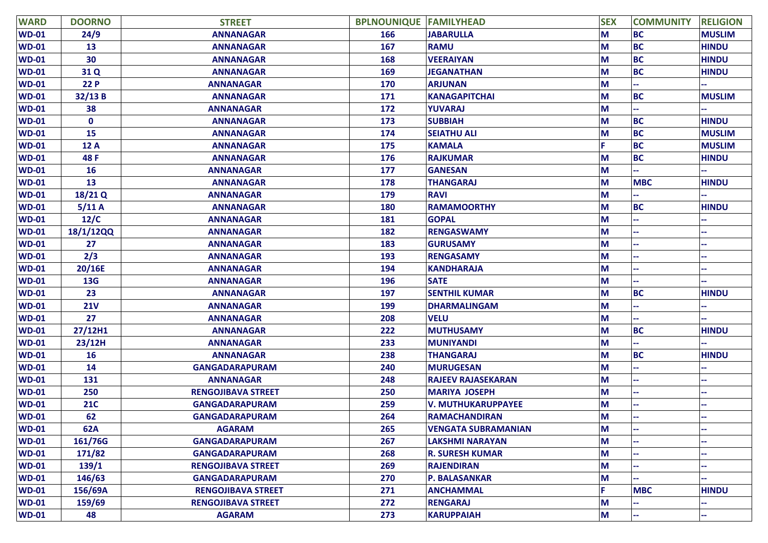| WARD | DOORNO | STREET | BPLNOUNIQUE | FAMILYHEAD | SEX | COMMUNITY | RELIGION |
|---|---|---|---|---|---|---|---|
| WD-01 | 24/9 | ANNANAGAR | 166 | JABARULLA | M | BC | MUSLIM |
| WD-01 | 13 | ANNANAGAR | 167 | RAMU | M | BC | HINDU |
| WD-01 | 30 | ANNANAGAR | 168 | VEERAIYAN | M | BC | HINDU |
| WD-01 | 31 Q | ANNANAGAR | 169 | JEGANATHAN | M | BC | HINDU |
| WD-01 | 22 P | ANNANAGAR | 170 | ARJUNAN | M | -- | -- |
| WD-01 | 32/13 B | ANNANAGAR | 171 | KANAGAPITCHAI | M | BC | MUSLIM |
| WD-01 | 38 | ANNANAGAR | 172 | YUVARAJ | M | -- | -- |
| WD-01 | 0 | ANNANAGAR | 173 | SUBBIAH | M | BC | HINDU |
| WD-01 | 15 | ANNANAGAR | 174 | SEIATHU ALI | M | BC | MUSLIM |
| WD-01 | 12 A | ANNANAGAR | 175 | KAMALA | F | BC | MUSLIM |
| WD-01 | 48 F | ANNANAGAR | 176 | RAJKUMAR | M | BC | HINDU |
| WD-01 | 16 | ANNANAGAR | 177 | GANESAN | M | -- | -- |
| WD-01 | 13 | ANNANAGAR | 178 | THANGARAJ | M | MBC | HINDU |
| WD-01 | 18/21 Q | ANNANAGAR | 179 | RAVI | M | -- | -- |
| WD-01 | 5/11 A | ANNANAGAR | 180 | RAMAMOORTHY | M | BC | HINDU |
| WD-01 | 12/C | ANNANAGAR | 181 | GOPAL | M | -- | -- |
| WD-01 | 18/1/12QQ | ANNANAGAR | 182 | RENGASWAMY | M | -- | -- |
| WD-01 | 27 | ANNANAGAR | 183 | GURUSAMY | M | -- | -- |
| WD-01 | 2/3 | ANNANAGAR | 193 | RENGASAMY | M | -- | -- |
| WD-01 | 20/16E | ANNANAGAR | 194 | KANDHARAJA | M | -- | -- |
| WD-01 | 13G | ANNANAGAR | 196 | SATE | M | -- | -- |
| WD-01 | 23 | ANNANAGAR | 197 | SENTHIL KUMAR | M | BC | HINDU |
| WD-01 | 21V | ANNANAGAR | 199 | DHARMALINGAM | M | -- | -- |
| WD-01 | 27 | ANNANAGAR | 208 | VELU | M | -- | -- |
| WD-01 | 27/12H1 | ANNANAGAR | 222 | MUTHUSAMY | M | BC | HINDU |
| WD-01 | 23/12H | ANNANAGAR | 233 | MUNIYANDI | M | -- | -- |
| WD-01 | 16 | ANNANAGAR | 238 | THANGARAJ | M | BC | HINDU |
| WD-01 | 14 | GANGADARAPURAM | 240 | MURUGESAN | M | -- | -- |
| WD-01 | 131 | ANNANAGAR | 248 | RAJEEV RAJASEKARAN | M | -- | -- |
| WD-01 | 250 | RENGOJIBAVA STREET | 250 | MARIYA JOSEPH | M | -- | -- |
| WD-01 | 21C | GANGADARAPURAM | 259 | V. MUTHUKARUPPAYEE | M | -- | -- |
| WD-01 | 62 | GANGADARAPURAM | 264 | RAMACHANDIRAN | M | -- | -- |
| WD-01 | 62A | AGARAM | 265 | VENGATA SUBRAMANIAN | M | -- | -- |
| WD-01 | 161/76G | GANGADARAPURAM | 267 | LAKSHMI NARAYAN | M | -- | -- |
| WD-01 | 171/82 | GANGADARAPURAM | 268 | R. SURESH KUMAR | M | -- | -- |
| WD-01 | 139/1 | RENGOJIBAVA STREET | 269 | RAJENDIRAN | M | -- | -- |
| WD-01 | 146/63 | GANGADARAPURAM | 270 | P. BALASANKAR | M | -- | -- |
| WD-01 | 156/69A | RENGOJIBAVA STREET | 271 | ANCHAMMAL | F | MBC | HINDU |
| WD-01 | 159/69 | RENGOJIBAVA STREET | 272 | RENGARAJ | M | -- | -- |
| WD-01 | 48 | AGARAM | 273 | KARUPPAIAH | M | -- | -- |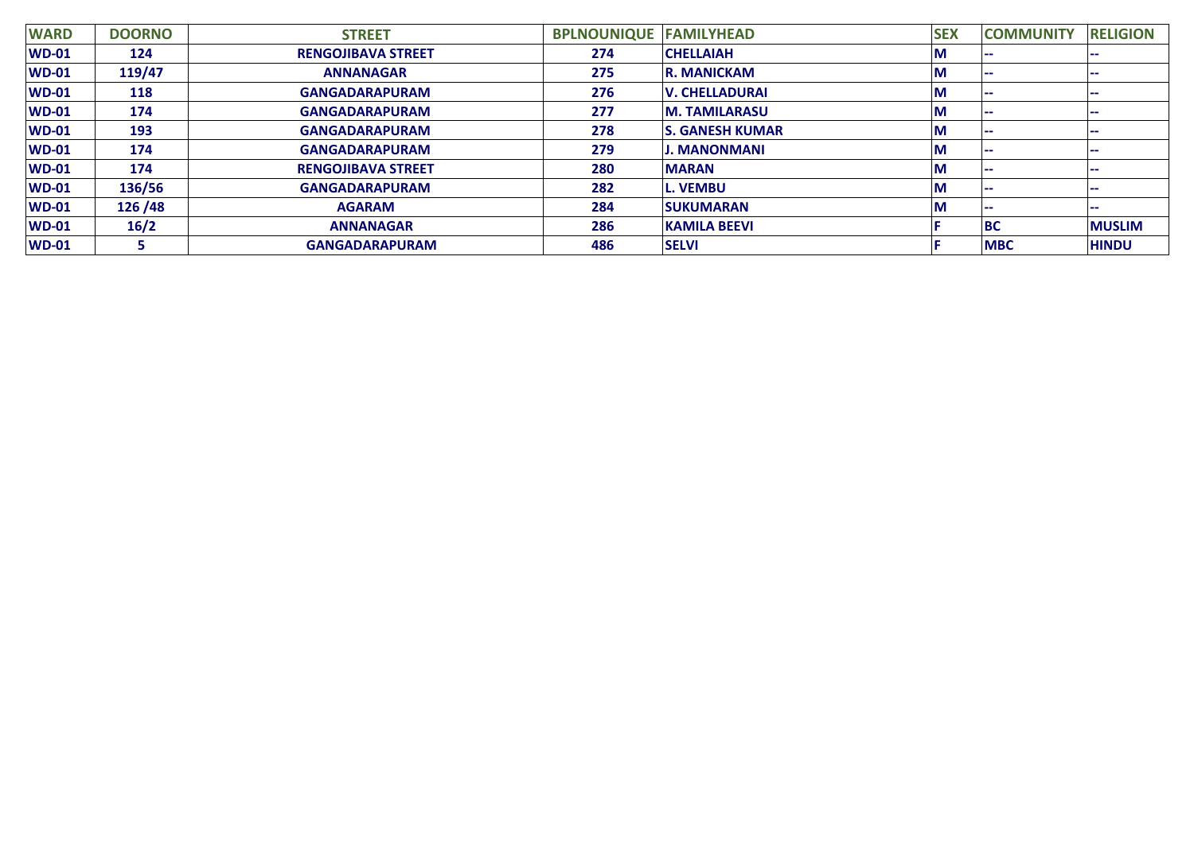| WARD | DOORNO | STREET | BPLNOUNIQUE | FAMILYHEAD | SEX | COMMUNITY | RELIGION |
|---|---|---|---|---|---|---|---|
| WD-01 | 124 | RENGOJIBAVA STREET | 274 | CHELLAIAH | M | -- | -- |
| WD-01 | 119/47 | ANNANAGAR | 275 | R. MANICKAM | M | -- | -- |
| WD-01 | 118 | GANGADARAPURAM | 276 | V. CHELLADURAI | M | -- | -- |
| WD-01 | 174 | GANGADARAPURAM | 277 | M. TAMILARASU | M | -- | -- |
| WD-01 | 193 | GANGADARAPURAM | 278 | S. GANESH KUMAR | M | -- | -- |
| WD-01 | 174 | GANGADARAPURAM | 279 | J. MANONMANI | M | -- | -- |
| WD-01 | 174 | RENGOJIBAVA STREET | 280 | MARAN | M | -- | -- |
| WD-01 | 136/56 | GANGADARAPURAM | 282 | L. VEMBU | M | -- | -- |
| WD-01 | 126 /48 | AGARAM | 284 | SUKUMARAN | M | -- | -- |
| WD-01 | 16/2 | ANNANAGAR | 286 | KAMILA BEEVI | F | BC | MUSLIM |
| WD-01 | 5 | GANGADARAPURAM | 486 | SELVI | F | MBC | HINDU |